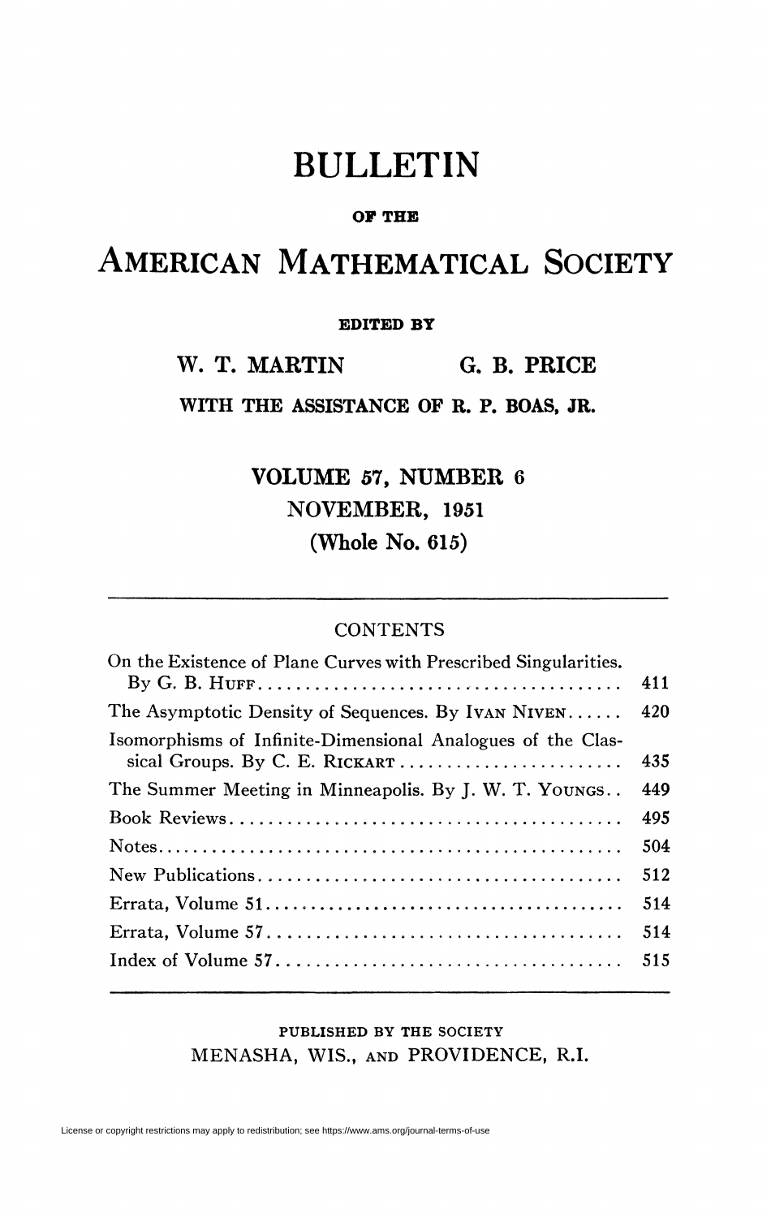# BULLETIN

OF THE

# AMERICAN MATHEMATICAL SOCIETY

EDITED BY

**W. T. MARTIN** **G. B. PRICE**

**WITH THE ASSISTANCE OF R. P. BOAS, JR.**

**VOLUME 57, NUMBER 6**

**NOVEMBER, 1951**

**(Whole No. 615)**

---

CONTENTS

| | |
|---|---|
| On the Existence of Plane Curves with Prescribed Singularities. By G. B. HUFF | 411 |
| The Asymptotic Density of Sequences. By IVAN NIVEN | 420 |
| Isomorphisms of Infinite-Dimensional Analogues of the Classical Groups. By C. E. RICKART | 435 |
| The Summer Meeting in Minneapolis. By J. W. T. YOUNGS | 449 |
| Book Reviews | 495 |
| Notes | 504 |
| New Publications | 512 |
| Errata, Volume 51 | 514 |
| Errata, Volume 57 | 514 |
| Index of Volume 57 | 515 |

---

PUBLISHED BY THE SOCIETY

MENASHA, WIS., AND PROVIDENCE, R.I.

License or copyright restrictions may apply to redistribution; see https://www.ams.org/journal-terms-of-use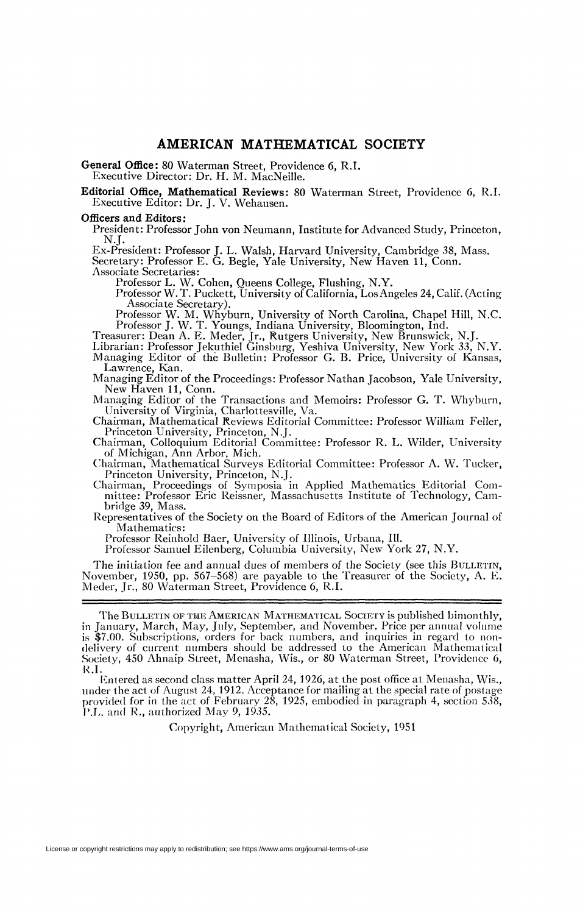# AMERICAN MATHEMATICAL SOCIETY

**General Office:** 80 Waterman Street, Providence 6, R.I.
Executive Director: Dr. H. M. MacNeille.

**Editorial Office, Mathematical Reviews:** 80 Waterman Street, Providence 6, R.I.
Executive Editor: Dr. J. V. Wehausen.

**Officers and Editors:**

President: Professor John von Neumann, Institute for Advanced Study, Princeton, N.J.

Ex-President: Professor J. L. Walsh, Harvard University, Cambridge 38, Mass.

Secretary: Professor E. G. Begle, Yale University, New Haven 11, Conn.

Associate Secretaries:

- Professor L. W. Cohen, Queens College, Flushing, N.Y.
- Professor W. T. Puckett, University of California, Los Angeles 24, Calif. (Acting Associate Secretary).
- Professor W. M. Whyburn, University of North Carolina, Chapel Hill, N.C.
- Professor J. W. T. Youngs, Indiana University, Bloomington, Ind.

Treasurer: Dean A. E. Meder, Jr., Rutgers University, New Brunswick, N.J.

Librarian: Professor Jekuthiel Ginsburg, Yeshiva University, New York 33, N.Y.

Managing Editor of the Bulletin: Professor G. B. Price, University of Kansas, Lawrence, Kan.

Managing Editor of the Proceedings: Professor Nathan Jacobson, Yale University, New Haven 11, Conn.

Managing Editor of the Transactions and Memoirs: Professor G. T. Whyburn, University of Virginia, Charlottesville, Va.

Chairman, Mathematical Reviews Editorial Committee: Professor William Feller, Princeton University, Princeton, N.J.

Chairman, Colloquium Editorial Committee: Professor R. L. Wilder, University of Michigan, Ann Arbor, Mich.

Chairman, Mathematical Surveys Editorial Committee: Professor A. W. Tucker, Princeton University, Princeton, N.J.

Chairman, Proceedings of Symposia in Applied Mathematics Editorial Committee: Professor Eric Reissner, Massachusetts Institute of Technology, Cambridge 39, Mass.

Representatives of the Society on the Board of Editors of the American Journal of Mathematics:

- Professor Reinhold Baer, University of Illinois, Urbana, Ill.
- Professor Samuel Eilenberg, Columbia University, New York 27, N.Y.

The initiation fee and annual dues of members of the Society (see this BULLETIN, November, 1950, pp. 567–568) are payable to the Treasurer of the Society, A. E. Meder, Jr., 80 Waterman Street, Providence 6, R.I.

---

The BULLETIN OF THE AMERICAN MATHEMATICAL SOCIETY is published bimonthly, in January, March, May, July, September, and November. Price per annual volume is $7.00. Subscriptions, orders for back numbers, and inquiries in regard to non-delivery of current numbers should be addressed to the American Mathematical Society, 450 Ahnaip Street, Menasha, Wis., or 80 Waterman Street, Providence 6, R.I.

Entered as second class matter April 24, 1926, at the post office at Menasha, Wis., under the act of August 24, 1912. Acceptance for mailing at the special rate of postage provided for in the act of February 28, 1925, embodied in paragraph 4, section 538, P.L. and R., authorized May 9, 1935.

Copyright, American Mathematical Society, 1951